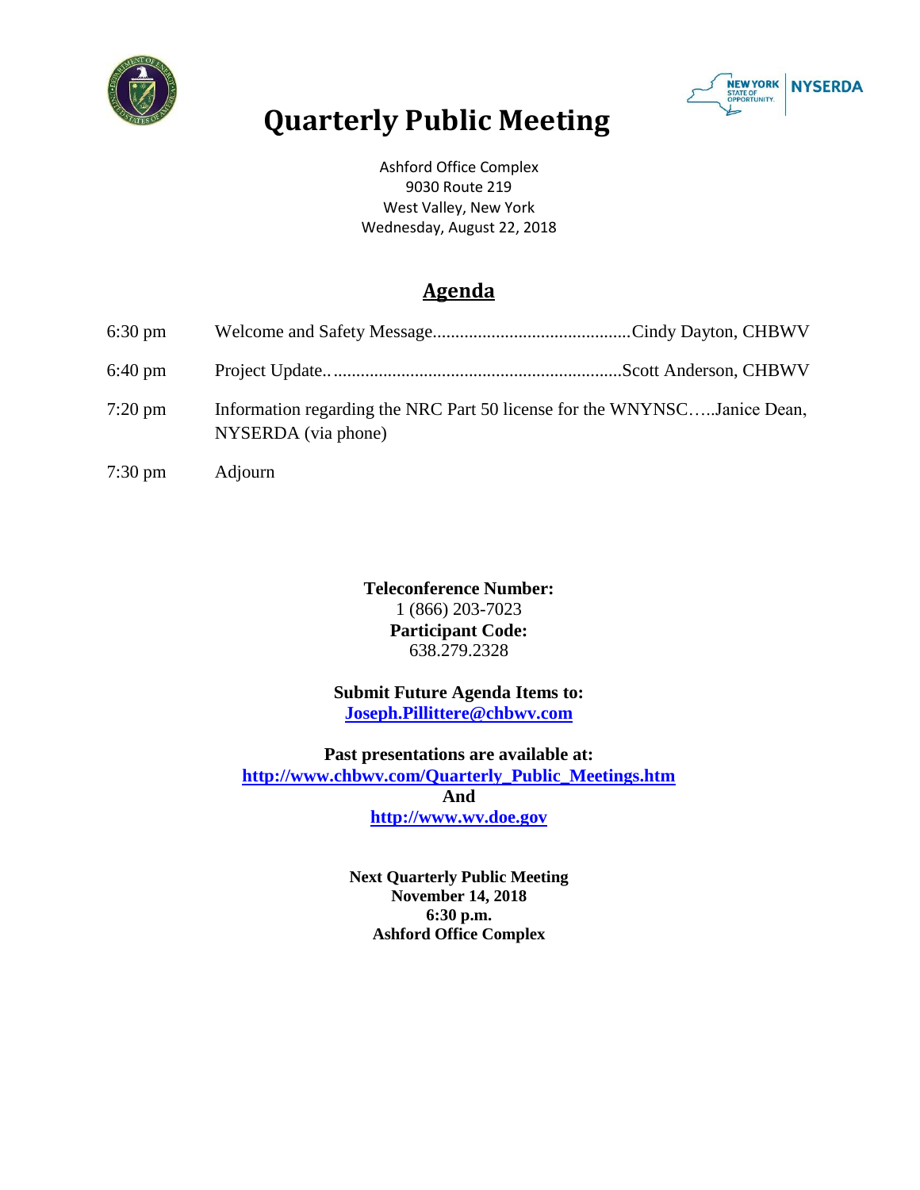# Quarterly Public Meeting

Ashford Office Complex
9030 Route 219
West Valley, New York
Wednesday, August 22, 2018

## Agenda

| | |
|---|---|
| 6:30 pm | Welcome and Safety Message............................................Cindy Dayton, CHBWV |
| 6:40 pm | Project Update..................................................................Scott Anderson, CHBWV |
| 7:20 pm | Information regarding the NRC Part 50 license for the WNYNSC…..Janice Dean, NYSERDA (via phone) |
| 7:30 pm | Adjourn |

**Teleconference Number:**
1 (866) 203-7023
**Participant Code:**
638.279.2328

**Submit Future Agenda Items to:**
**Joseph.Pillittere@chbwv.com**

**Past presentations are available at:**
**http://www.chbwv.com/Quarterly_Public_Meetings.htm**
**And**
**http://www.wv.doe.gov**

**Next Quarterly Public Meeting**
**November 14, 2018**
**6:30 p.m.**
**Ashford Office Complex**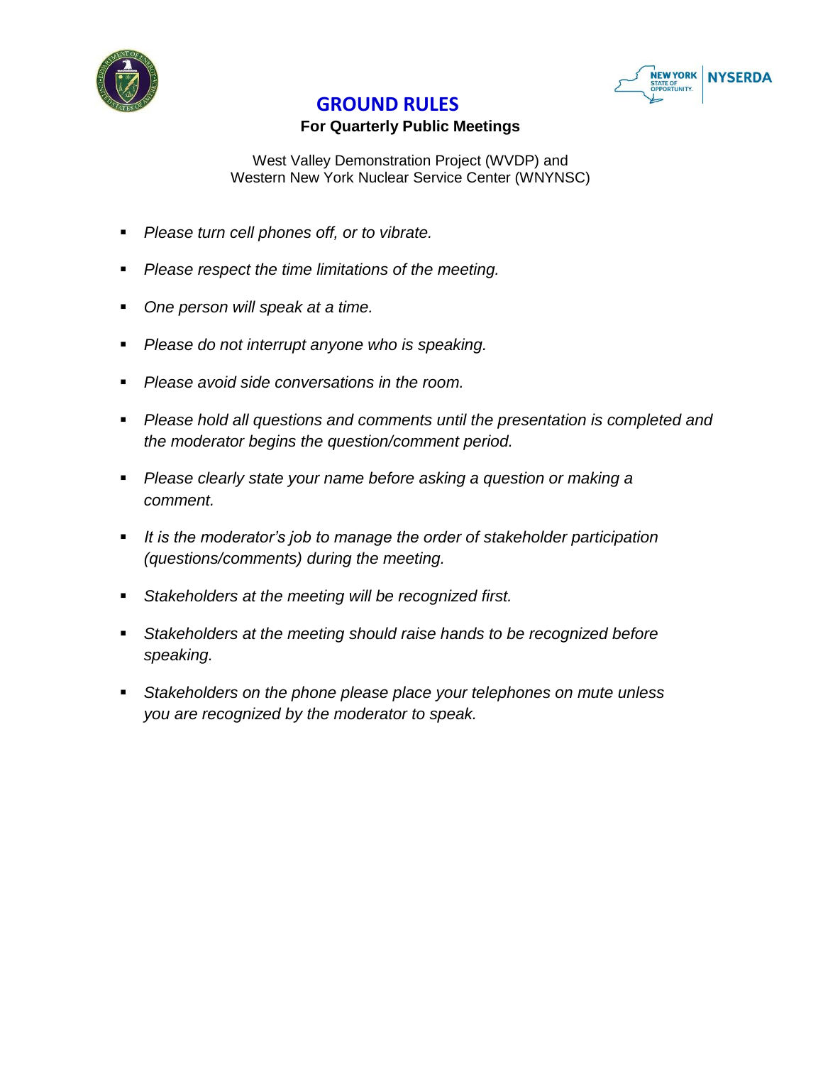# GROUND RULES

**For Quarterly Public Meetings**

West Valley Demonstration Project (WVDP) and
Western New York Nuclear Service Center (WNYNSC)

- *Please turn cell phones off, or to vibrate.*
- *Please respect the time limitations of the meeting.*
- *One person will speak at a time.*
- *Please do not interrupt anyone who is speaking.*
- *Please avoid side conversations in the room.*
- *Please hold all questions and comments until the presentation is completed and the moderator begins the question/comment period.*
- *Please clearly state your name before asking a question or making a comment.*
- *It is the moderator's job to manage the order of stakeholder participation (questions/comments) during the meeting.*
- *Stakeholders at the meeting will be recognized first.*
- *Stakeholders at the meeting should raise hands to be recognized before speaking.*
- *Stakeholders on the phone please place your telephones on mute unless you are recognized by the moderator to speak.*